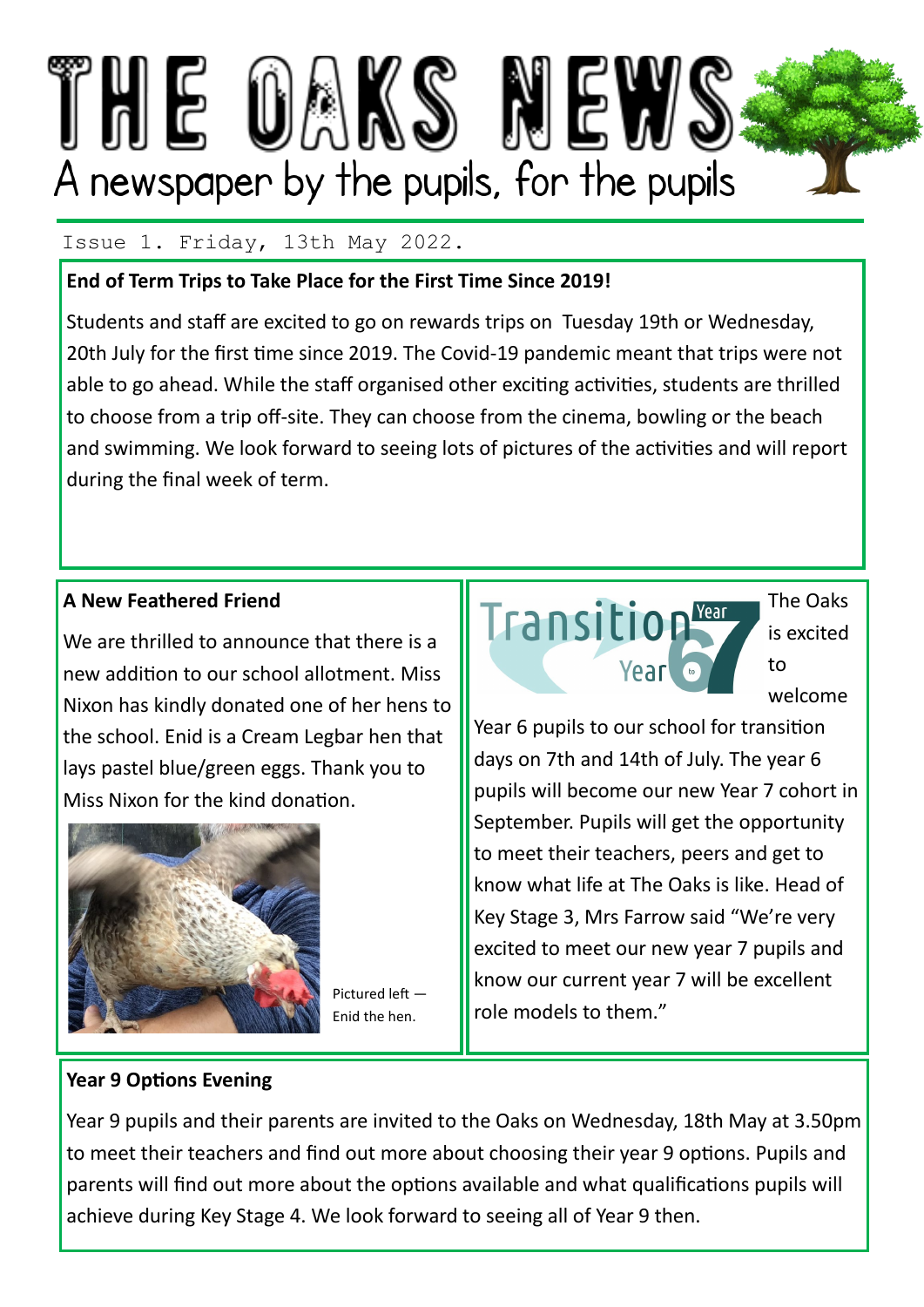# THE OAKS NEWS

A newspaper by the pupils, for the pupils

Issue 1. Friday, 13th May 2022.

## End of Term Trips to Take Place for the First Time Since 2019!

Students and staff are excited to go on rewards trips on Tuesday 19th or Wednesday, 20th July for the first time since 2019. The Covid-19 pandemic meant that trips were not able to go ahead. While the staff organised other exciting activities, students are thrilled to choose from a trip off-site. They can choose from the cinema, bowling or the beach and swimming. We look forward to seeing lots of pictures of the activities and will report during the final week of term.

## A New Feathered Friend

We are thrilled to announce that there is a new addition to our school allotment. Miss Nixon has kindly donated one of her hens to the school. Enid is a Cream Legbar hen that lays pastel blue/green eggs. Thank you to Miss Nixon for the kind donation.

Pictured left — Enid the hen.

## Transition Year 6 to Year 7

The Oaks is excited to welcome Year 6 pupils to our school for transition days on 7th and 14th of July. The year 6 pupils will become our new Year 7 cohort in September. Pupils will get the opportunity to meet their teachers, peers and get to know what life at The Oaks is like. Head of Key Stage 3, Mrs Farrow said "We're very excited to meet our new year 7 pupils and know our current year 7 will be excellent role models to them."

## Year 9 Options Evening

Year 9 pupils and their parents are invited to the Oaks on Wednesday, 18th May at 3.50pm to meet their teachers and find out more about choosing their year 9 options. Pupils and parents will find out more about the options available and what qualifications pupils will achieve during Key Stage 4. We look forward to seeing all of Year 9 then.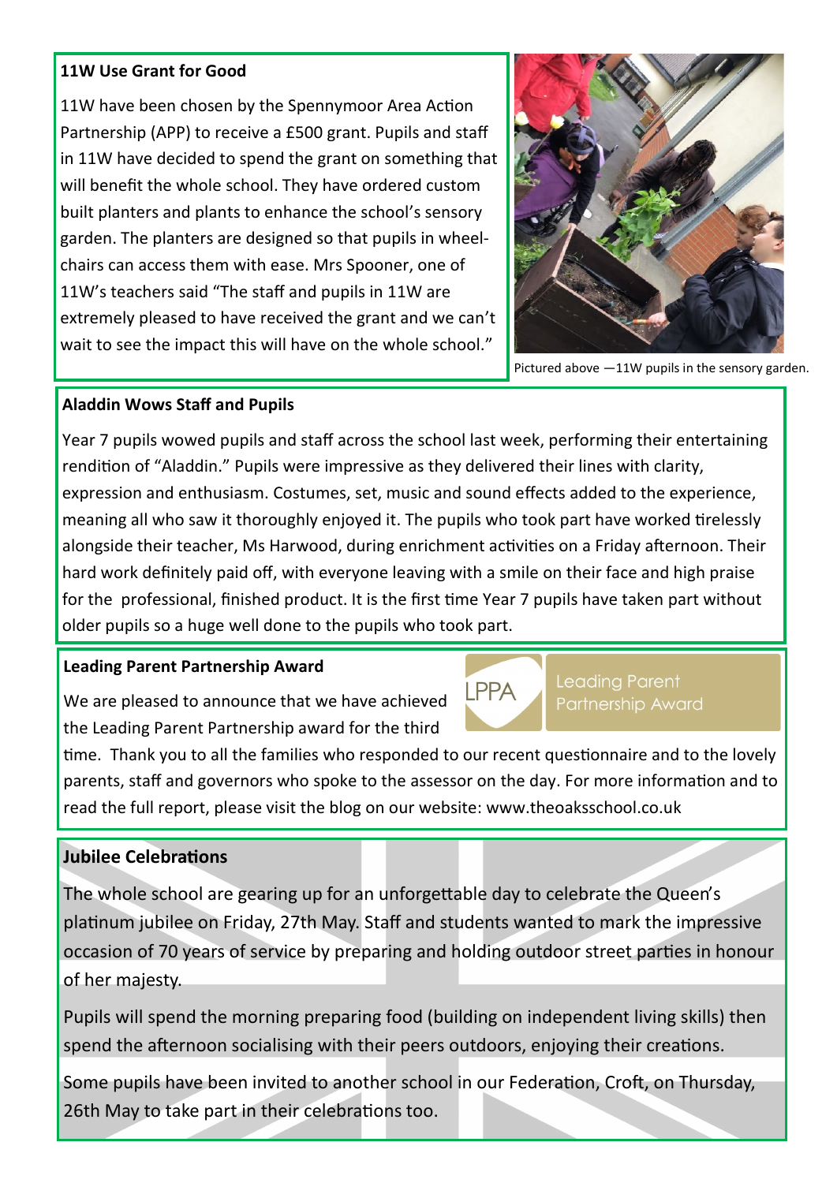## 11W Use Grant for Good

11W have been chosen by the Spennymoor Area Action Partnership (APP) to receive a £500 grant. Pupils and staff in 11W have decided to spend the grant on something that will benefit the whole school. They have ordered custom built planters and plants to enhance the school's sensory garden. The planters are designed so that pupils in wheelchairs can access them with ease. Mrs Spooner, one of 11W's teachers said "The staff and pupils in 11W are extremely pleased to have received the grant and we can't wait to see the impact this will have on the whole school."

Pictured above —11W pupils in the sensory garden.

## Aladdin Wows Staff and Pupils

Year 7 pupils wowed pupils and staff across the school last week, performing their entertaining rendition of "Aladdin." Pupils were impressive as they delivered their lines with clarity, expression and enthusiasm. Costumes, set, music and sound effects added to the experience, meaning all who saw it thoroughly enjoyed it. The pupils who took part have worked tirelessly alongside their teacher, Ms Harwood, during enrichment activities on a Friday afternoon. Their hard work definitely paid off, with everyone leaving with a smile on their face and high praise for the professional, finished product. It is the first time Year 7 pupils have taken part without older pupils so a huge well done to the pupils who took part.

## Leading Parent Partnership Award

LPPA Leading Parent Partnership Award

We are pleased to announce that we have achieved the Leading Parent Partnership award for the third time. Thank you to all the families who responded to our recent questionnaire and to the lovely parents, staff and governors who spoke to the assessor on the day. For more information and to read the full report, please visit the blog on our website: www.theoaksschool.co.uk

## Jubilee Celebrations

The whole school are gearing up for an unforgettable day to celebrate the Queen's platinum jubilee on Friday, 27th May. Staff and students wanted to mark the impressive occasion of 70 years of service by preparing and holding outdoor street parties in honour of her majesty.

Pupils will spend the morning preparing food (building on independent living skills) then spend the afternoon socialising with their peers outdoors, enjoying their creations.

Some pupils have been invited to another school in our Federation, Croft, on Thursday, 26th May to take part in their celebrations too.